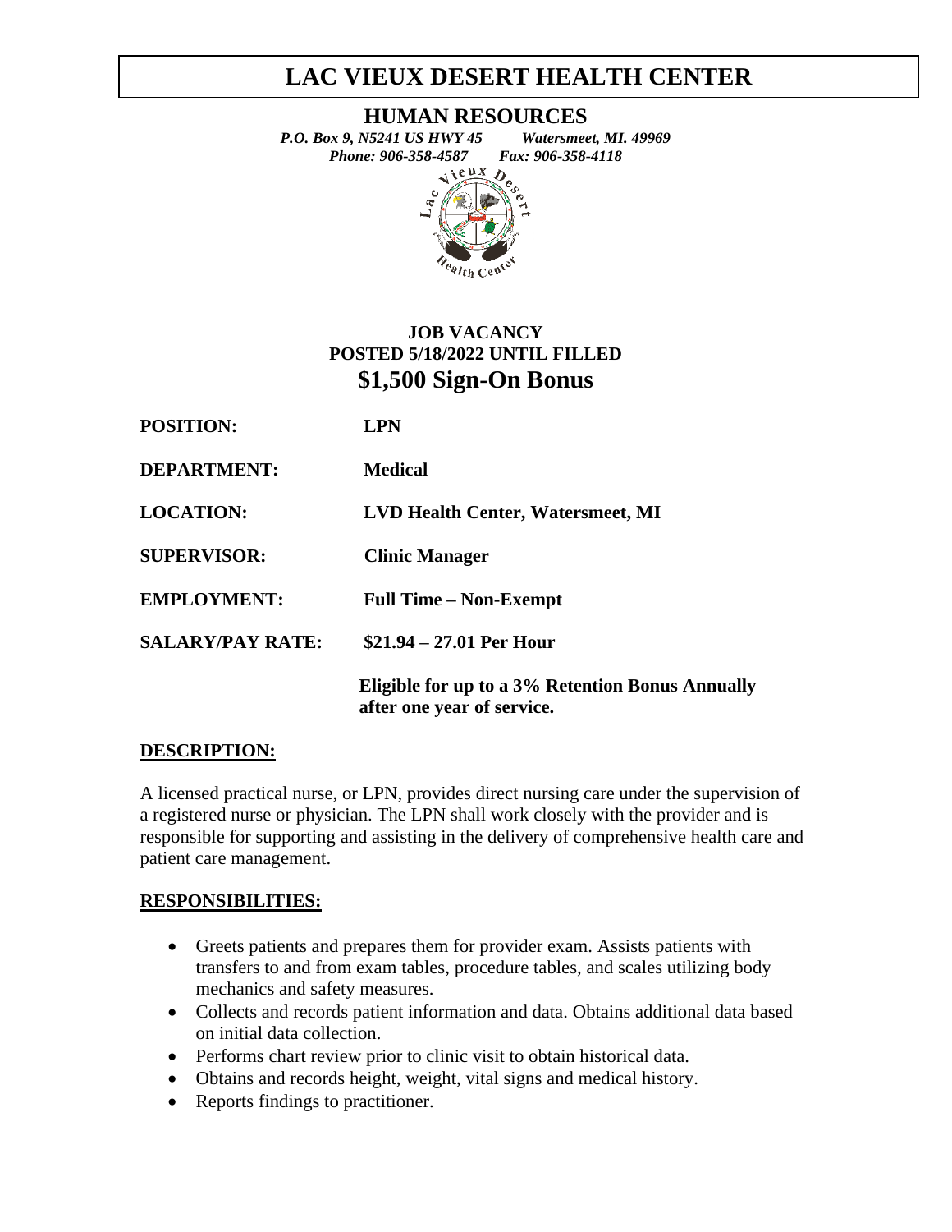# LAC VIEUX DESERT HEALTH CENTER

## HUMAN RESOURCES

*P.O. Box 9, N5241 US HWY 45 Watersmeet, MI. 49969*
*Phone: 906-358-4587 Fax: 906-358-4118*

**JOB VACANCY**
**POSTED 5/18/2022 UNTIL FILLED**
**$1,500 Sign-On Bonus**

**POSITION:** **LPN**

**DEPARTMENT:** **Medical**

**LOCATION:** **LVD Health Center, Watersmeet, MI**

**SUPERVISOR:** **Clinic Manager**

**EMPLOYMENT:** **Full Time – Non-Exempt**

**SALARY/PAY RATE:** **$21.94 – 27.01 Per Hour**

**Eligible for up to a 3% Retention Bonus Annually after one year of service.**

**DESCRIPTION:**

A licensed practical nurse, or LPN, provides direct nursing care under the supervision of a registered nurse or physician. The LPN shall work closely with the provider and is responsible for supporting and assisting in the delivery of comprehensive health care and patient care management.

**RESPONSIBILITIES:**

- Greets patients and prepares them for provider exam. Assists patients with transfers to and from exam tables, procedure tables, and scales utilizing body mechanics and safety measures.
- Collects and records patient information and data. Obtains additional data based on initial data collection.
- Performs chart review prior to clinic visit to obtain historical data.
- Obtains and records height, weight, vital signs and medical history.
- Reports findings to practitioner.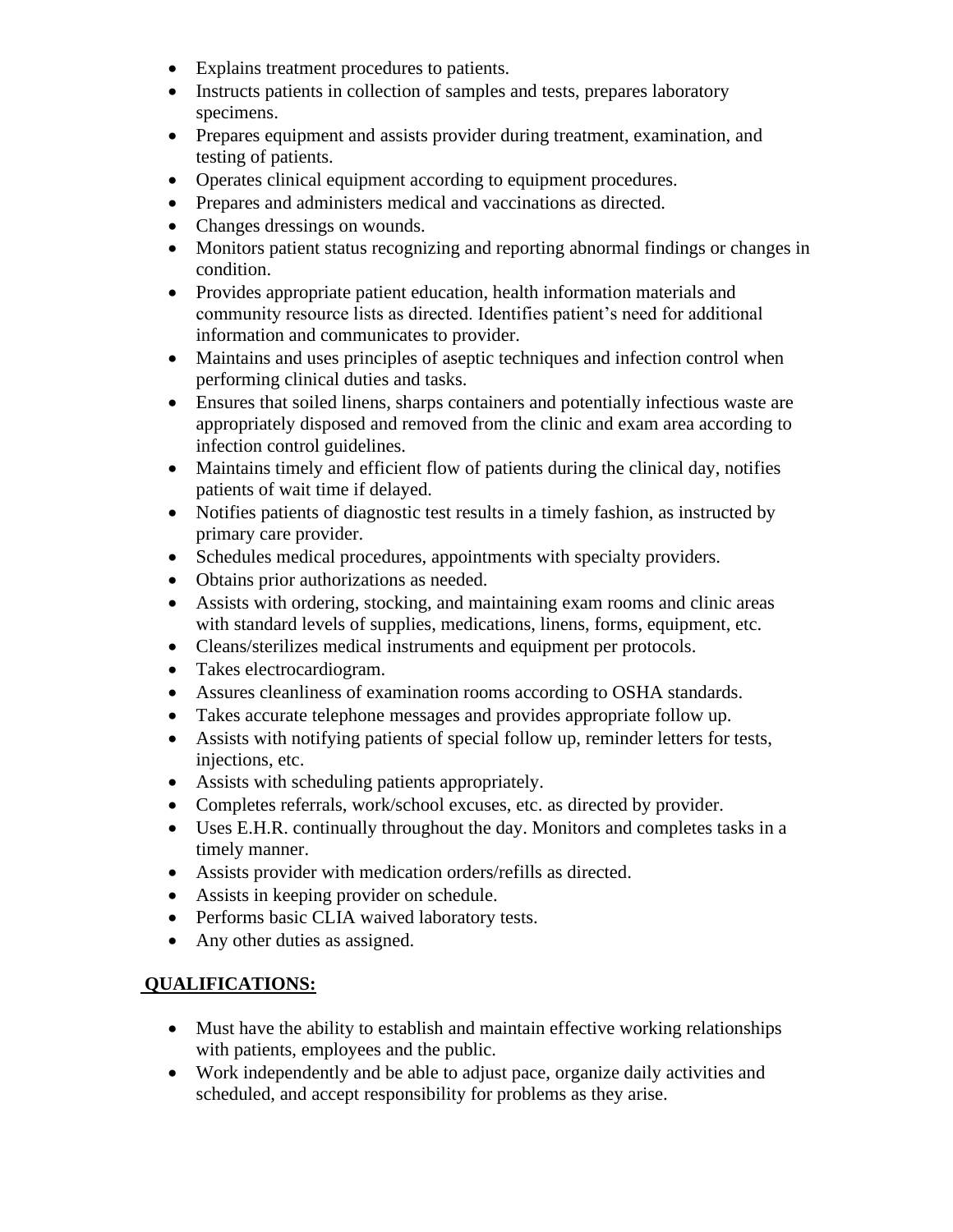- Explains treatment procedures to patients.
- Instructs patients in collection of samples and tests, prepares laboratory specimens.
- Prepares equipment and assists provider during treatment, examination, and testing of patients.
- Operates clinical equipment according to equipment procedures.
- Prepares and administers medical and vaccinations as directed.
- Changes dressings on wounds.
- Monitors patient status recognizing and reporting abnormal findings or changes in condition.
- Provides appropriate patient education, health information materials and community resource lists as directed. Identifies patient's need for additional information and communicates to provider.
- Maintains and uses principles of aseptic techniques and infection control when performing clinical duties and tasks.
- Ensures that soiled linens, sharps containers and potentially infectious waste are appropriately disposed and removed from the clinic and exam area according to infection control guidelines.
- Maintains timely and efficient flow of patients during the clinical day, notifies patients of wait time if delayed.
- Notifies patients of diagnostic test results in a timely fashion, as instructed by primary care provider.
- Schedules medical procedures, appointments with specialty providers.
- Obtains prior authorizations as needed.
- Assists with ordering, stocking, and maintaining exam rooms and clinic areas with standard levels of supplies, medications, linens, forms, equipment, etc.
- Cleans/sterilizes medical instruments and equipment per protocols.
- Takes electrocardiogram.
- Assures cleanliness of examination rooms according to OSHA standards.
- Takes accurate telephone messages and provides appropriate follow up.
- Assists with notifying patients of special follow up, reminder letters for tests, injections, etc.
- Assists with scheduling patients appropriately.
- Completes referrals, work/school excuses, etc. as directed by provider.
- Uses E.H.R. continually throughout the day. Monitors and completes tasks in a timely manner.
- Assists provider with medication orders/refills as directed.
- Assists in keeping provider on schedule.
- Performs basic CLIA waived laboratory tests.
- Any other duties as assigned.

## QUALIFICATIONS:

- Must have the ability to establish and maintain effective working relationships with patients, employees and the public.
- Work independently and be able to adjust pace, organize daily activities and scheduled, and accept responsibility for problems as they arise.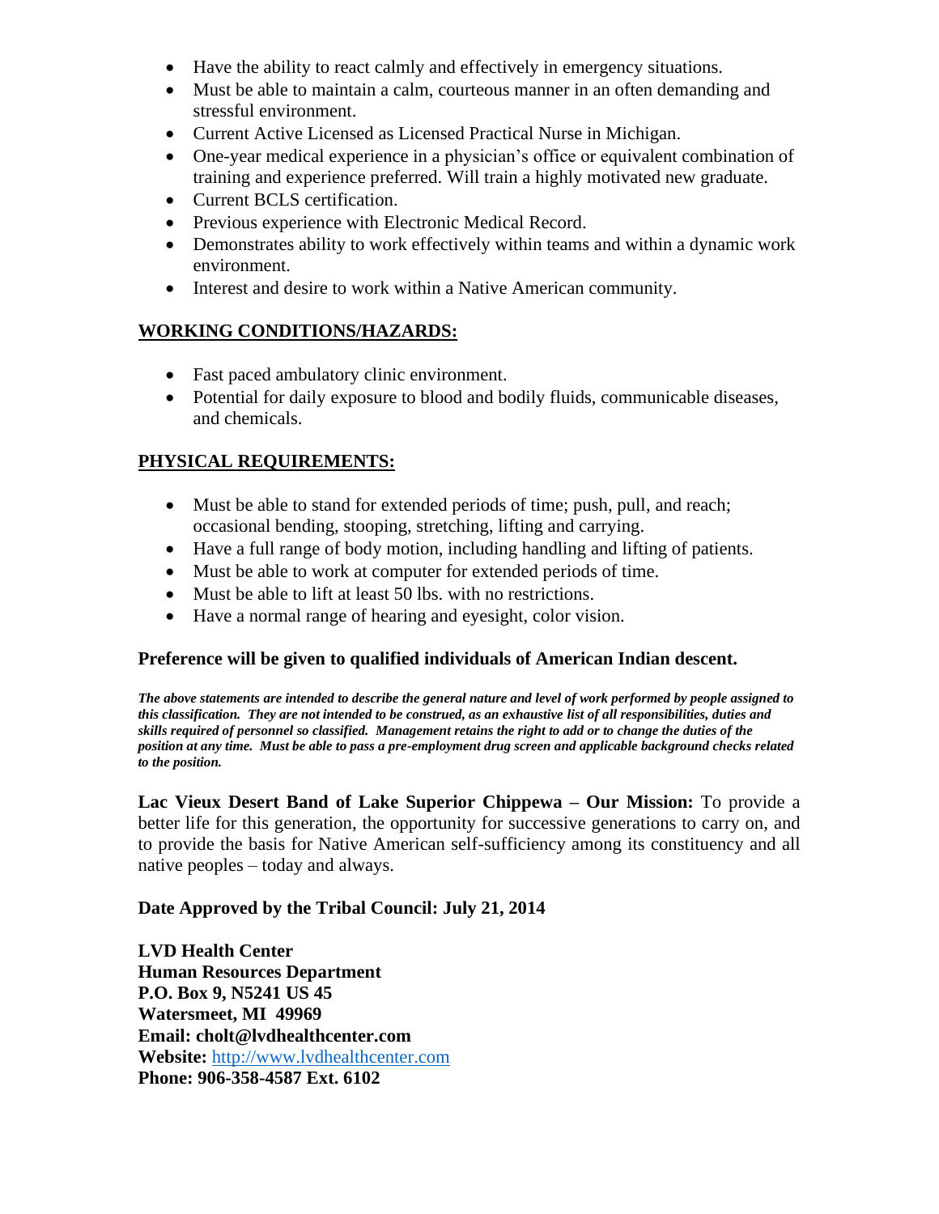- Have the ability to react calmly and effectively in emergency situations.
- Must be able to maintain a calm, courteous manner in an often demanding and stressful environment.
- Current Active Licensed as Licensed Practical Nurse in Michigan.
- One-year medical experience in a physician's office or equivalent combination of training and experience preferred. Will train a highly motivated new graduate.
- Current BCLS certification.
- Previous experience with Electronic Medical Record.
- Demonstrates ability to work effectively within teams and within a dynamic work environment.
- Interest and desire to work within a Native American community.

## WORKING CONDITIONS/HAZARDS:

- Fast paced ambulatory clinic environment.
- Potential for daily exposure to blood and bodily fluids, communicable diseases, and chemicals.

## PHYSICAL REQUIREMENTS:

- Must be able to stand for extended periods of time; push, pull, and reach; occasional bending, stooping, stretching, lifting and carrying.
- Have a full range of body motion, including handling and lifting of patients.
- Must be able to work at computer for extended periods of time.
- Must be able to lift at least 50 lbs. with no restrictions.
- Have a normal range of hearing and eyesight, color vision.

**Preference will be given to qualified individuals of American Indian descent.**

***The above statements are intended to describe the general nature and level of work performed by people assigned to this classification. They are not intended to be construed, as an exhaustive list of all responsibilities, duties and skills required of personnel so classified. Management retains the right to add or to change the duties of the position at any time. Must be able to pass a pre-employment drug screen and applicable background checks related to the position.***

**Lac Vieux Desert Band of Lake Superior Chippewa – Our Mission:** To provide a better life for this generation, the opportunity for successive generations to carry on, and to provide the basis for Native American self-sufficiency among its constituency and all native peoples – today and always.

**Date Approved by the Tribal Council: July 21, 2014**

**LVD Health Center**
**Human Resources Department**
**P.O. Box 9, N5241 US 45**
**Watersmeet, MI 49969**
**Email: cholt@lvdhealthcenter.com**
**Website:** http://www.lvdhealthcenter.com
**Phone: 906-358-4587 Ext. 6102**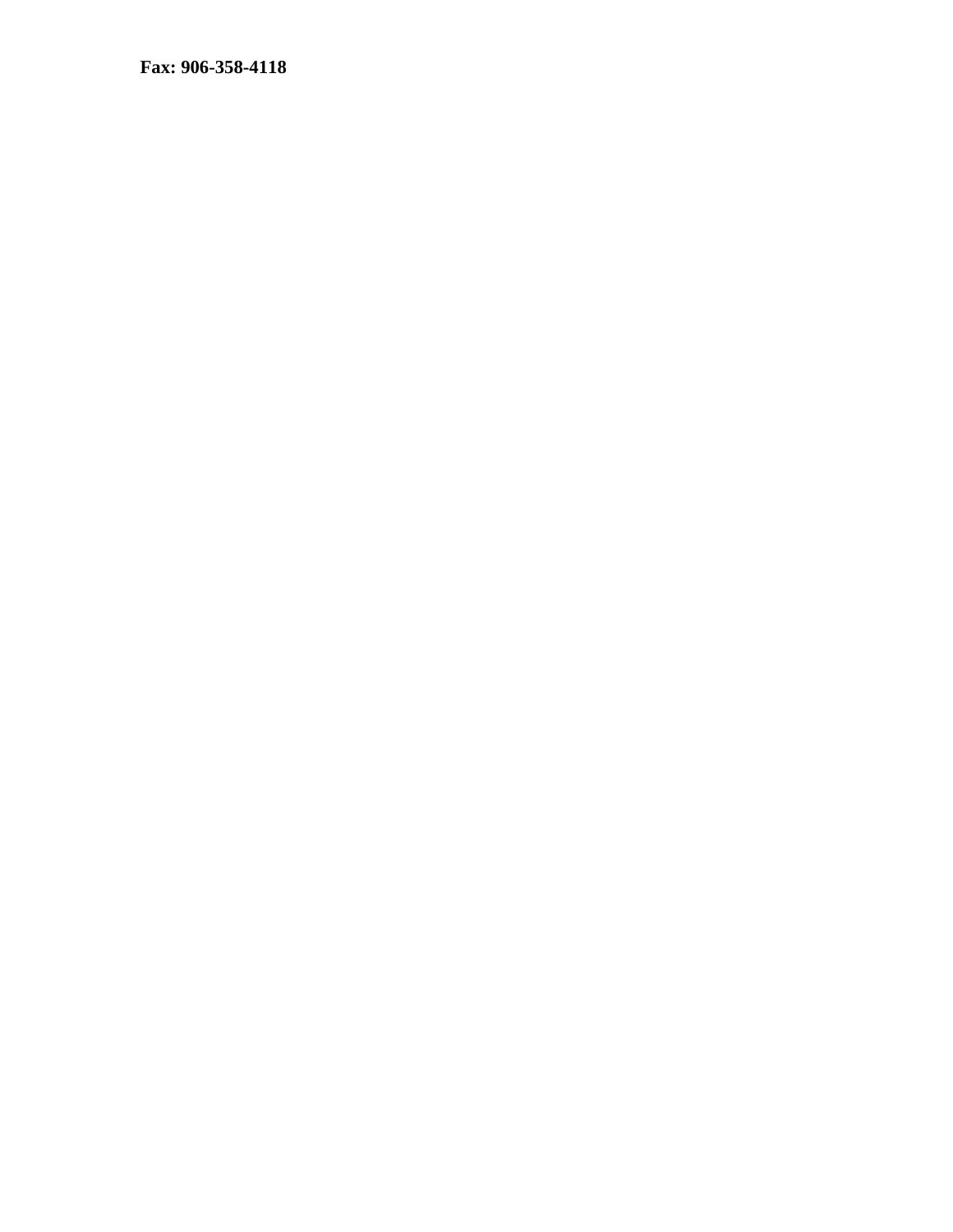**Fax: 906-358-4118**